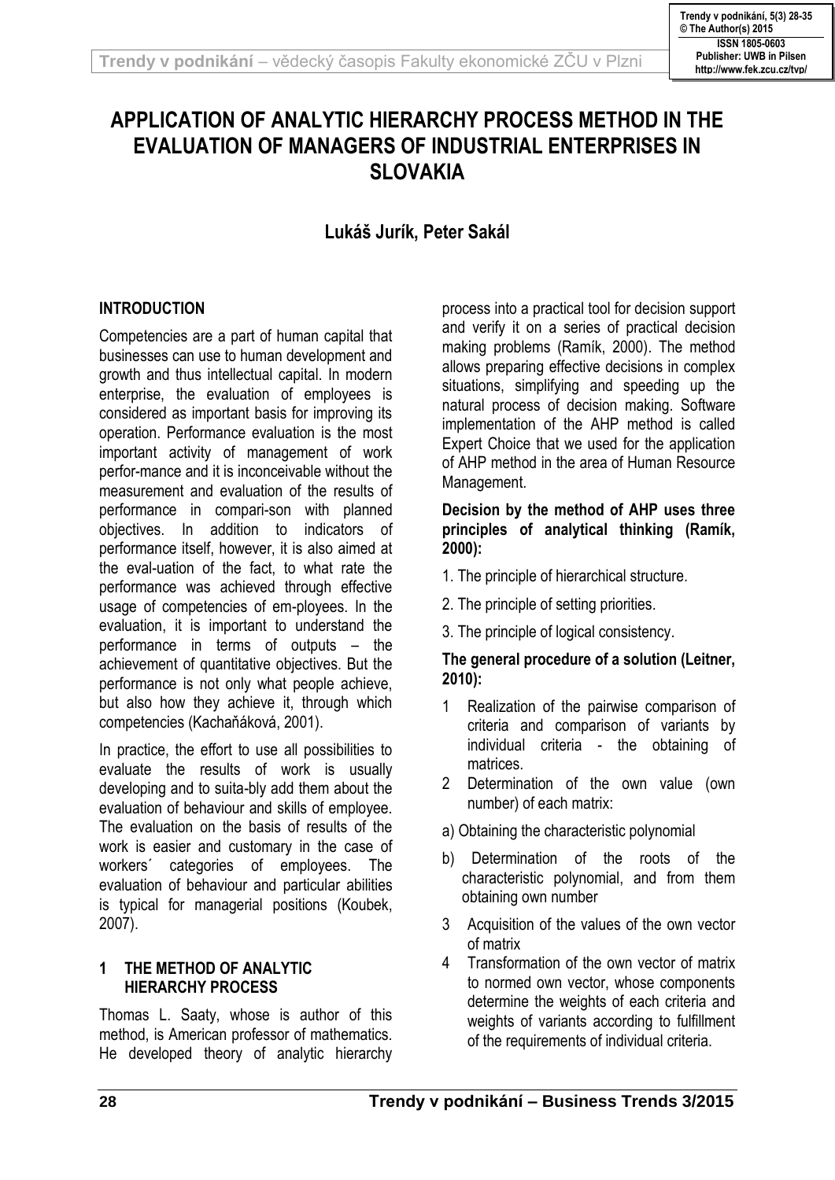# APPLICATION OF ANALYTIC HIERARCHY PROCESS METHOD IN THE EVALUATION OF MANAGERS OF INDUSTRIAL ENTERPRISES IN SLOVAKIA

**Lukáš Jurík, Peter Sakál**

## INTRODUCTION

Competencies are a part of human capital that businesses can use to human development and growth and thus intellectual capital. In modern enterprise, the evaluation of employees is considered as important basis for improving its operation. Performance evaluation is the most important activity of management of work perfor-mance and it is inconceivable without the measurement and evaluation of the results of performance in compari-son with planned objectives. In addition to indicators of performance itself, however, it is also aimed at the eval-uation of the fact, to what rate the performance was achieved through effective usage of competencies of em-ployees. In the evaluation, it is important to understand the performance in terms of outputs – the achievement of quantitative objectives. But the performance is not only what people achieve, but also how they achieve it, through which competencies (Kachaňáková, 2001).

In practice, the effort to use all possibilities to evaluate the results of work is usually developing and to suita-bly add them about the evaluation of behaviour and skills of employee. The evaluation on the basis of results of the work is easier and customary in the case of workers´ categories of employees. The evaluation of behaviour and particular abilities is typical for managerial positions (Koubek, 2007).

## 1 THE METHOD OF ANALYTIC HIERARCHY PROCESS

Thomas L. Saaty, whose is author of this method, is American professor of mathematics. He developed theory of analytic hierarchy process into a practical tool for decision support and verify it on a series of practical decision making problems (Ramík, 2000). The method allows preparing effective decisions in complex situations, simplifying and speeding up the natural process of decision making. Software implementation of the AHP method is called Expert Choice that we used for the application of AHP method in the area of Human Resource Management.

**Decision by the method of AHP uses three principles of analytical thinking (Ramík, 2000):**

1. The principle of hierarchical structure.
2. The principle of setting priorities.
3. The principle of logical consistency.

**The general procedure of a solution (Leitner, 2010):**

1 Realization of the pairwise comparison of criteria and comparison of variants by individual criteria - the obtaining of matrices.

2 Determination of the own value (own number) of each matrix:

a) Obtaining the characteristic polynomial

b) Determination of the roots of the characteristic polynomial, and from them obtaining own number

3 Acquisition of the values of the own vector of matrix

4 Transformation of the own vector of matrix to normed own vector, whose components determine the weights of each criteria and weights of variants according to fulfillment of the requirements of individual criteria.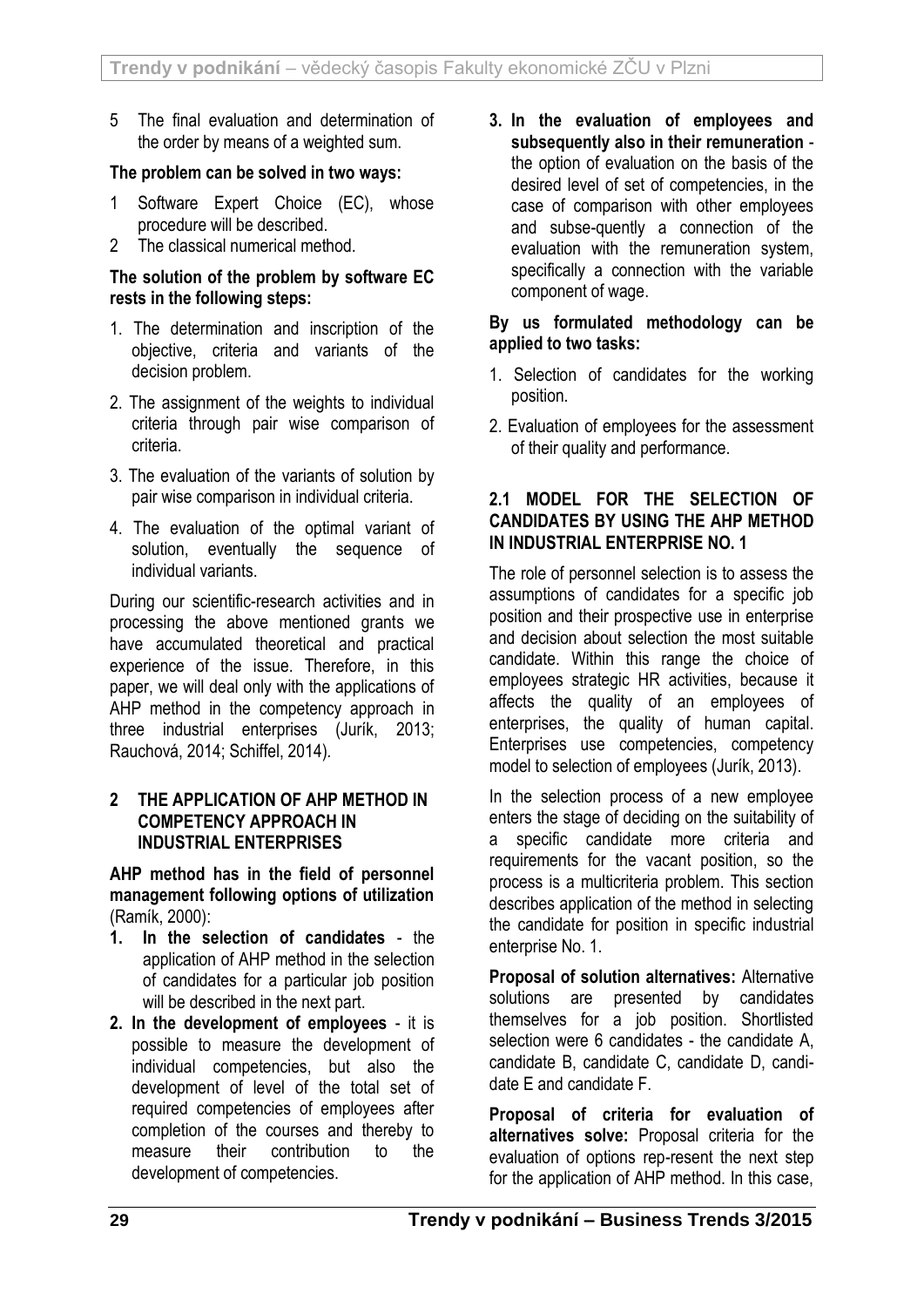5 The final evaluation and determination of the order by means of a weighted sum.

**The problem can be solved in two ways:**

1 Software Expert Choice (EC), whose procedure will be described.
2 The classical numerical method.

**The solution of the problem by software EC rests in the following steps:**

1. The determination and inscription of the objective, criteria and variants of the decision problem.
2. The assignment of the weights to individual criteria through pair wise comparison of criteria.
3. The evaluation of the variants of solution by pair wise comparison in individual criteria.
4. The evaluation of the optimal variant of solution, eventually the sequence of individual variants.

During our scientific-research activities and in processing the above mentioned grants we have accumulated theoretical and practical experience of the issue. Therefore, in this paper, we will deal only with the applications of AHP method in the competency approach in three industrial enterprises (Jurík, 2013; Rauchová, 2014; Schiffel, 2014).

## 2 THE APPLICATION OF AHP METHOD IN COMPETENCY APPROACH IN INDUSTRIAL ENTERPRISES

**AHP method has in the field of personnel management following options of utilization** (Ramík, 2000):

1. **In the selection of candidates** - the application of AHP method in the selection of candidates for a particular job position will be described in the next part.
2. **In the development of employees** - it is possible to measure the development of individual competencies, but also the development of level of the total set of required competencies of employees after completion of the courses and thereby to measure their contribution to the development of competencies.
3. **In the evaluation of employees and subsequently also in their remuneration** - the option of evaluation on the basis of the desired level of set of competencies, in the case of comparison with other employees and subse-quently a connection of the evaluation with the remuneration system, specifically a connection with the variable component of wage.

**By us formulated methodology can be applied to two tasks:**

1. Selection of candidates for the working position.
2. Evaluation of employees for the assessment of their quality and performance.

### 2.1 MODEL FOR THE SELECTION OF CANDIDATES BY USING THE AHP METHOD IN INDUSTRIAL ENTERPRISE NO. 1

The role of personnel selection is to assess the assumptions of candidates for a specific job position and their prospective use in enterprise and decision about selection the most suitable candidate. Within this range the choice of employees strategic HR activities, because it affects the quality of an employees of enterprises, the quality of human capital. Enterprises use competencies, competency model to selection of employees (Jurík, 2013).

In the selection process of a new employee enters the stage of deciding on the suitability of a specific candidate more criteria and requirements for the vacant position, so the process is a multicriteria problem. This section describes application of the method in selecting the candidate for position in specific industrial enterprise No. 1.

**Proposal of solution alternatives:** Alternative solutions are presented by candidates themselves for a job position. Shortlisted selection were 6 candidates - the candidate A, candidate B, candidate C, candidate D, candi-date E and candidate F.

**Proposal of criteria for evaluation of alternatives solve:** Proposal criteria for the evaluation of options rep-resent the next step for the application of AHP method. In this case,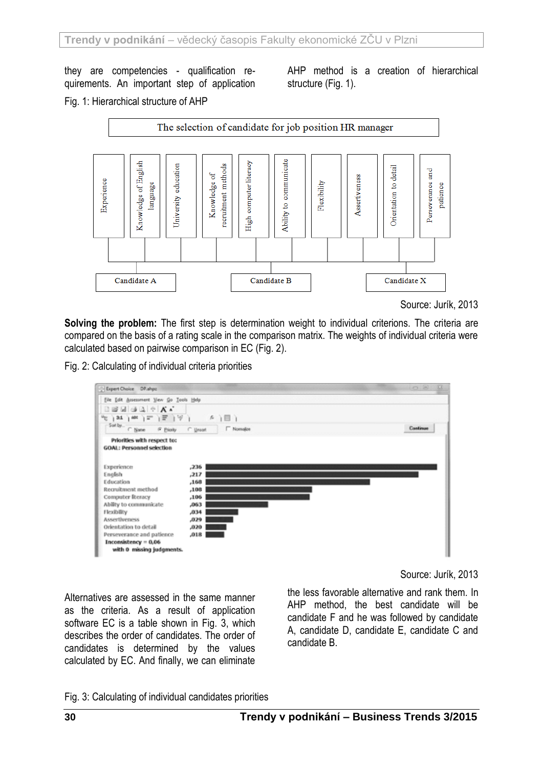they are competencies - qualification requirements. An important step of application AHP method is a creation of hierarchical structure (Fig. 1).

Fig. 1: Hierarchical structure of AHP

The selection of candidate for job position HR manager

Experience | Knowledge of English language | University education | Knowledge of recruitment methods | High computer literacy | Ability to communicate | Flexibility | Assertiveness | Orientation to detail | Perseverance and patience

Candidate A | Candidate B | Candidate X

Source: Jurík, 2013

**Solving the problem:** The first step is determination weight to individual criterions. The criteria are compared on the basis of a rating scale in the comparison matrix. The weights of individual criteria were calculated based on pairwise comparison in EC (Fig. 2).

Fig. 2: Calculating of individual criteria priorities

Priorities with respect to:
GOAL: Personnel selection

| Criterion | Priority |
|---|---|
| Experience | ,236 |
| English | ,217 |
| Education | ,168 |
| Recruitment method | ,108 |
| Computer literacy | ,106 |
| Ability to communicate | ,063 |
| Flexibility | ,034 |
| Assertiveness | ,029 |
| Orientation to detail | ,020 |
| Perseverance and patience | ,018 |

Inconsistency = 0,06
with 0 missing judgments.

Source: Jurík, 2013

Alternatives are assessed in the same manner as the criteria. As a result of application software EC is a table shown in Fig. 3, which describes the order of candidates. The order of candidates is determined by the values calculated by EC. And finally, we can eliminate the less favorable alternative and rank them. In AHP method, the best candidate will be candidate F and he was followed by candidate A, candidate D, candidate E, candidate C and candidate B.

Fig. 3: Calculating of individual candidates priorities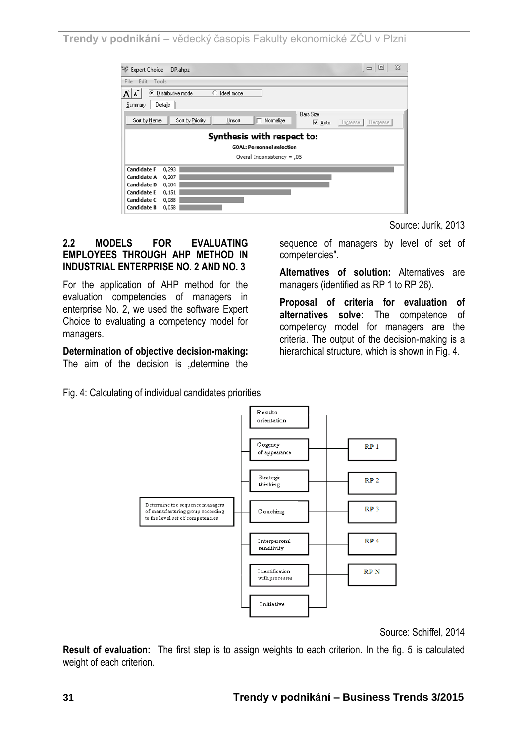Source: Jurík, 2013

### 2.2 MODELS FOR EVALUATING EMPLOYEES THROUGH AHP METHOD IN INDUSTRIAL ENTERPRISE NO. 2 AND NO. 3

For the application of AHP method for the evaluation competencies of managers in enterprise No. 2, we used the software Expert Choice to evaluating a competency model for managers.

**Determination of objective decision-making:** The aim of the decision is „determine the sequence of managers by level of set of competencies".

**Alternatives of solution:** Alternatives are managers (identified as RP 1 to RP 26).

**Proposal of criteria for evaluation of alternatives solve:** The competence of competency model for managers are the criteria. The output of the decision-making is a hierarchical structure, which is shown in Fig. 4.

Fig. 4: Calculating of individual candidates priorities

Source: Schiffel, 2014

**Result of evaluation:** The first step is to assign weights to each criterion. In the fig. 5 is calculated weight of each criterion.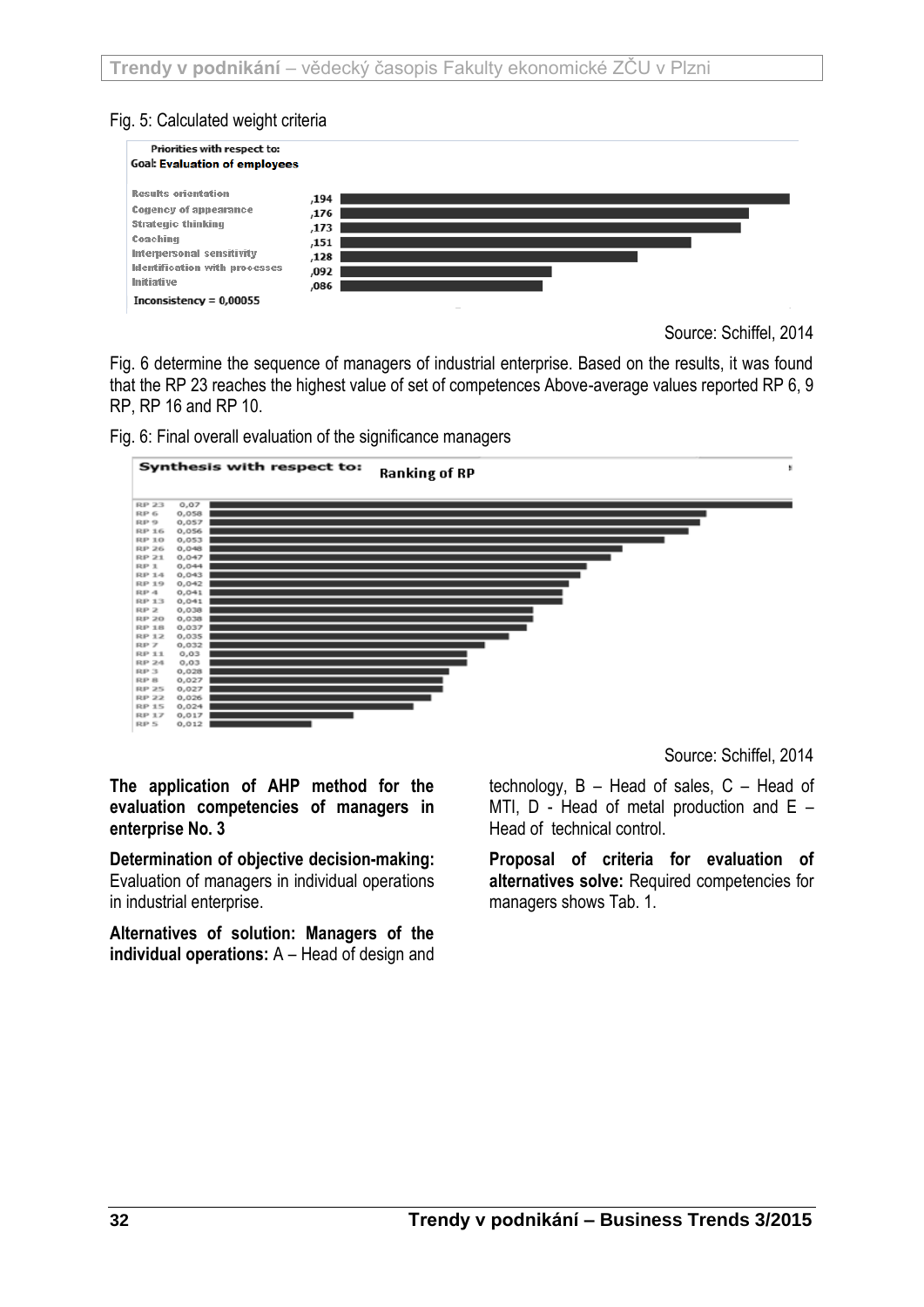Fig. 5: Calculated weight criteria

| Priorities with respect to: Goal: Evaluation of employees | |
|---|---|
| Results orientation | ,194 |
| Cogency of appearance | ,176 |
| Strategic thinking | ,173 |
| Coaching | ,151 |
| Interpersonal sensitivity | ,128 |
| Identification with processes | ,092 |
| Initiative | ,086 |

Inconsistency = 0,00055

Source: Schiffel, 2014

Fig. 6 determine the sequence of managers of industrial enterprise. Based on the results, it was found that the RP 23 reaches the highest value of set of competences Above-average values reported RP 6, 9 RP, RP 16 and RP 10.

Fig. 6: Final overall evaluation of the significance managers

Synthesis with respect to: Ranking of RP

| RP | Value |
|---|---|
| RP 23 | 0,07 |
| RP 6 | 0,058 |
| RP 9 | 0,057 |
| RP 16 | 0,056 |
| RP 10 | 0,053 |
| RP 26 | 0,048 |
| RP 21 | 0,047 |
| RP 1 | 0,044 |
| RP 14 | 0,043 |
| RP 19 | 0,042 |
| RP 4 | 0,041 |
| RP 13 | 0,041 |
| RP 2 | 0,038 |
| RP 20 | 0,038 |
| RP 18 | 0,037 |
| RP 12 | 0,035 |
| RP 7 | 0,032 |
| RP 11 | 0,03 |
| RP 24 | 0,03 |
| RP 3 | 0,028 |
| RP 8 | 0,027 |
| RP 25 | 0,027 |
| RP 22 | 0,026 |
| RP 15 | 0,024 |
| RP 17 | 0,017 |
| RP 5 | 0,012 |

Source: Schiffel, 2014

**The application of AHP method for the evaluation competencies of managers in enterprise No. 3**

**Determination of objective decision-making:** Evaluation of managers in individual operations in industrial enterprise.

**Alternatives of solution: Managers of the individual operations:** A – Head of design and technology, B – Head of sales, C – Head of MTI, D - Head of metal production and E – Head of technical control.

**Proposal of criteria for evaluation of alternatives solve:** Required competencies for managers shows Tab. 1.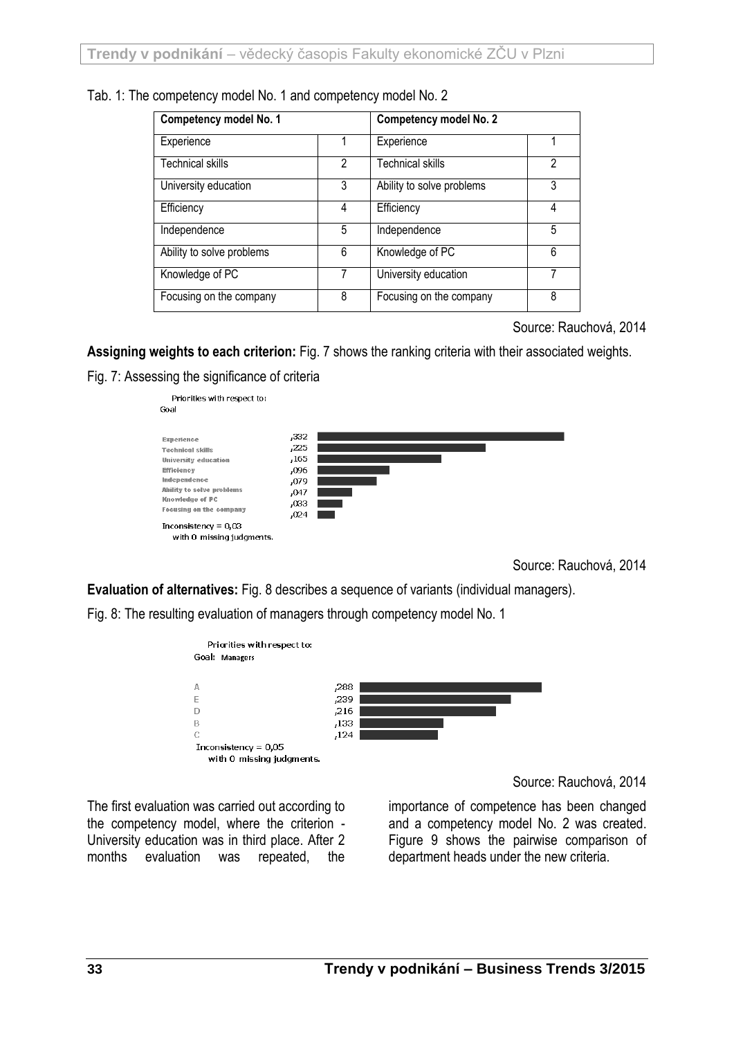Tab. 1: The competency model No. 1 and competency model No. 2

| Competency model No. 1 | | Competency model No. 2 | |
|---|---|---|---|
| Experience | 1 | Experience | 1 |
| Technical skills | 2 | Technical skills | 2 |
| University education | 3 | Ability to solve problems | 3 |
| Efficiency | 4 | Efficiency | 4 |
| Independence | 5 | Independence | 5 |
| Ability to solve problems | 6 | Knowledge of PC | 6 |
| Knowledge of PC | 7 | University education | 7 |
| Focusing on the company | 8 | Focusing on the company | 8 |

Source: Rauchová, 2014

**Assigning weights to each criterion:** Fig. 7 shows the ranking criteria with their associated weights.

Fig. 7: Assessing the significance of criteria

Priorities with respect to:
Goal

| Criterion | Priority |
|---|---|
| Experience | ,332 |
| Technical skills | ,225 |
| University education | ,165 |
| Efficiency | ,096 |
| Independence | ,079 |
| Ability to solve problems | ,047 |
| Knowledge of PC | ,033 |
| Focusing on the company | ,024 |

Inconsistency = 0,03
with 0 missing judgments.

Source: Rauchová, 2014

**Evaluation of alternatives:** Fig. 8 describes a sequence of variants (individual managers).

Fig. 8: The resulting evaluation of managers through competency model No. 1

Priorities with respect to:
Goal: Managers

| Manager | Priority |
|---|---|
| A | ,288 |
| E | ,239 |
| D | ,216 |
| B | ,133 |
| C | ,124 |

Inconsistency = 0,05
with 0 missing judgments.

Source: Rauchová, 2014

The first evaluation was carried out according to the competency model, where the criterion - University education was in third place. After 2 months evaluation was repeated, the importance of competence has been changed and a competency model No. 2 was created. Figure 9 shows the pairwise comparison of department heads under the new criteria.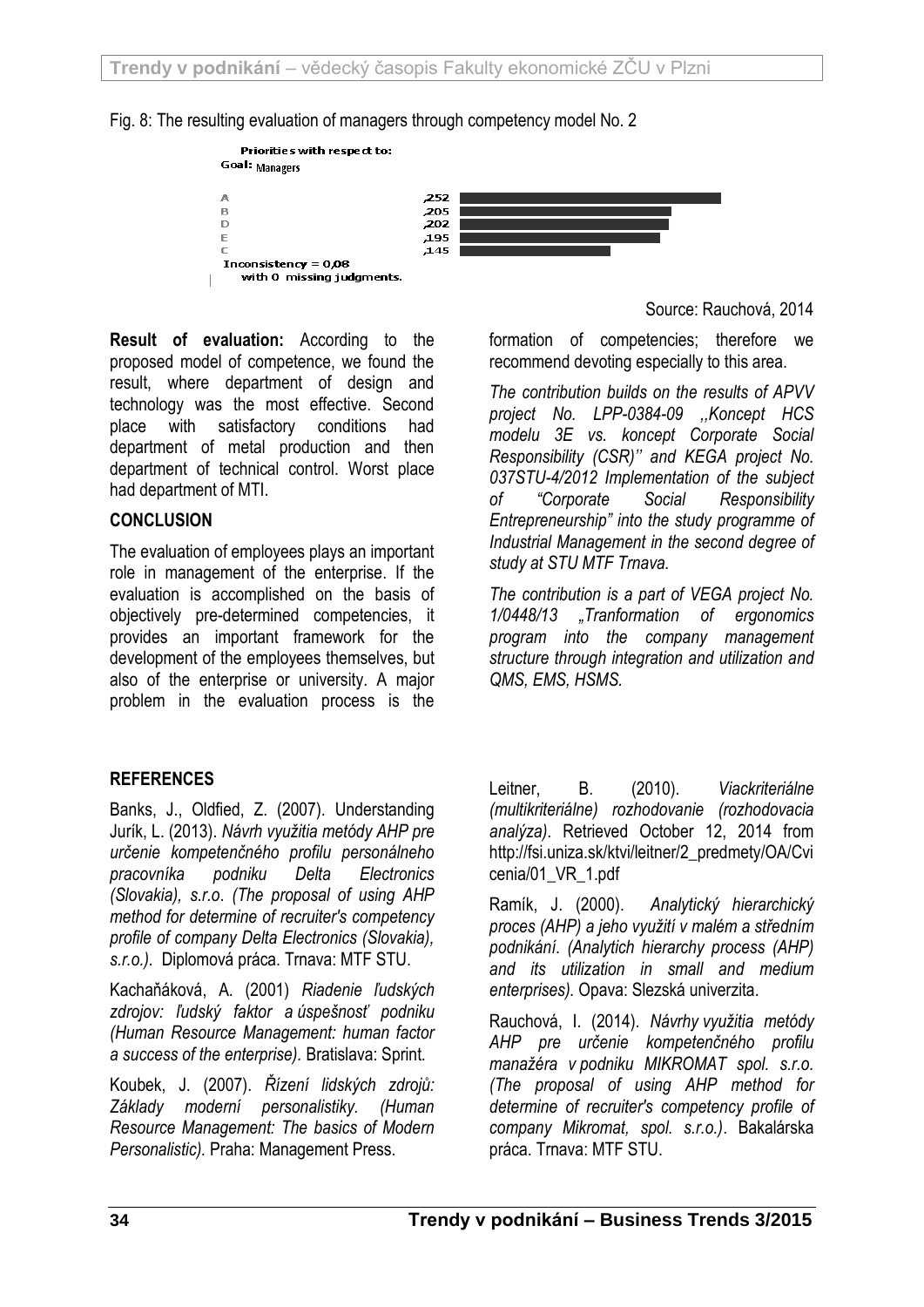Fig. 8: The resulting evaluation of managers through competency model No. 2

Priorities with respect to:
Goal: Managers

| | |
|---|---|
| A | ,252 |
| B | ,205 |
| D | ,202 |
| E | ,195 |
| C | ,145 |

Inconsistency = 0,08
with 0 missing judgments.

Source: Rauchová, 2014

**Result of evaluation:** According to the proposed model of competence, we found the result, where department of design and technology was the most effective. Second place with satisfactory conditions had department of metal production and then department of technical control. Worst place had department of MTI.

## CONCLUSION

The evaluation of employees plays an important role in management of the enterprise. If the evaluation is accomplished on the basis of objectively pre-determined competencies, it provides an important framework for the development of the employees themselves, but also of the enterprise or university. A major problem in the evaluation process is the formation of competencies; therefore we recommend devoting especially to this area.

*The contribution builds on the results of APVV project No. LPP-0384-09 ,,Koncept HCS modelu 3E vs. koncept Corporate Social Responsibility (CSR)'' and KEGA project No. 037STU-4/2012 Implementation of the subject of "Corporate Social Responsibility Entrepreneurship" into the study programme of Industrial Management in the second degree of study at STU MTF Trnava.*

*The contribution is a part of VEGA project No. 1/0448/13 „Tranformation of ergonomics program into the company management structure through integration and utilization and QMS, EMS, HSMS.*

## REFERENCES

Banks, J., Oldfied, Z. (2007). Understanding

Jurík, L. (2013). *Návrh využitia metódy AHP pre určenie kompetenčného profilu personálneho pracovníka podniku Delta Electronics (Slovakia), s.r.o. (The proposal of using AHP method for determine of recruiter's competency profile of company Delta Electronics (Slovakia), s.r.o.).* Diplomová práca. Trnava: MTF STU.

Kachaňáková, A. (2001) *Riadenie ľudských zdrojov: ľudský faktor a úspešnosť podniku (Human Resource Management: human factor a success of the enterprise).* Bratislava: Sprint.

Koubek, J. (2007). *Řízení lidských zdrojů: Základy moderní personalistiky. (Human Resource Management: The basics of Modern Personalistic).* Praha: Management Press.

Leitner, B. (2010). *Viackriteriálne (multikriteriálne) rozhodovanie (rozhodovacia analýza)*. Retrieved October 12, 2014 from http://fsi.uniza.sk/ktvi/leitner/2_predmety/OA/Cvicenia/01_VR_1.pdf

Ramík, J. (2000). *Analytický hierarchický proces (AHP) a jeho využití v malém a středním podnikání. (Analytich hierarchy process (AHP) and its utilization in small and medium enterprises).* Opava: Slezská univerzita.

Rauchová, I. (2014). *Návrhy využitia metódy AHP pre určenie kompetenčného profilu manažéra v podniku MIKROMAT spol. s.r.o. (The proposal of using AHP method for determine of recruiter's competency profile of company Mikromat, spol. s.r.o.)*. Bakalárska práca. Trnava: MTF STU.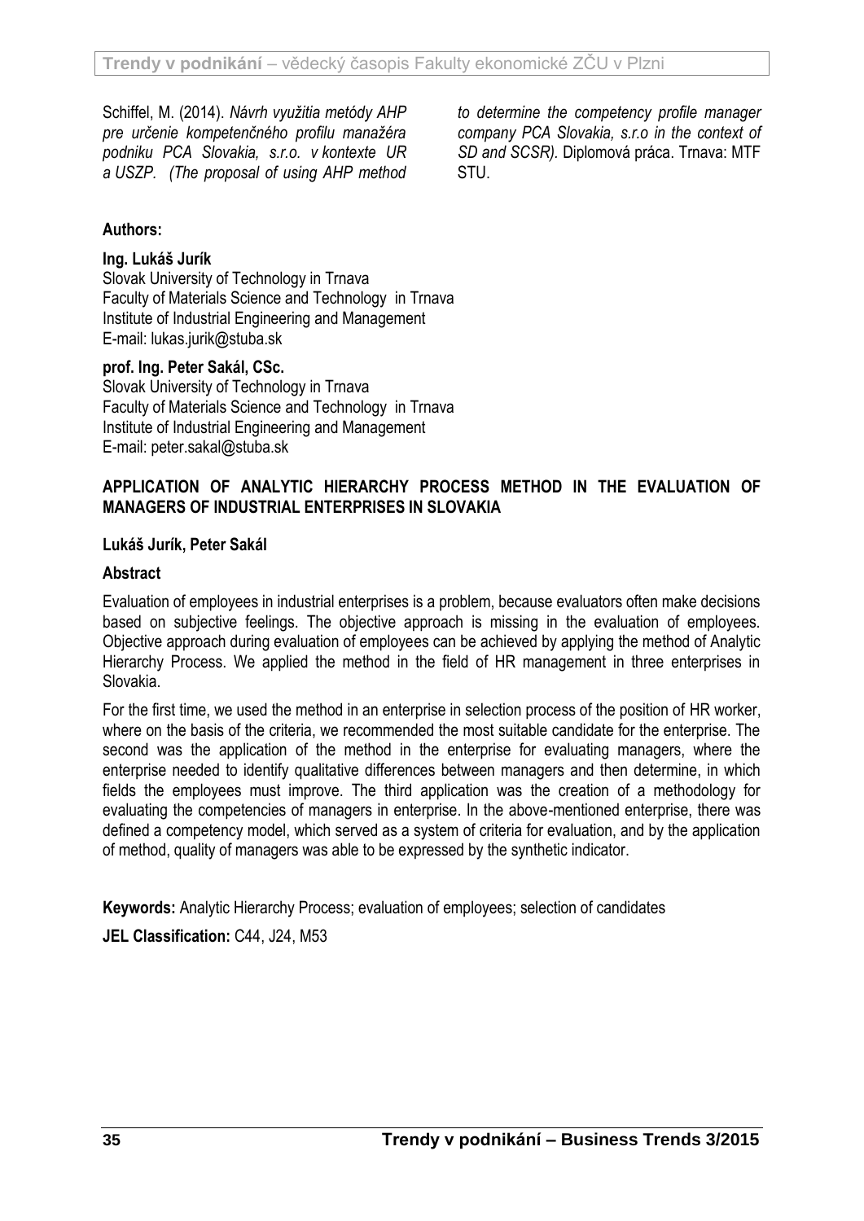Schiffel, M. (2014). *Návrh využitia metódy AHP pre určenie kompetenčného profilu manažéra podniku PCA Slovakia, s.r.o. v kontexte UR a USZP. (The proposal of using AHP method to determine the competency profile manager company PCA Slovakia, s.r.o in the context of SD and SCSR).* Diplomová práca. Trnava: MTF STU.

**Authors:**

**Ing. Lukáš Jurík**
Slovak University of Technology in Trnava
Faculty of Materials Science and Technology in Trnava
Institute of Industrial Engineering and Management
E-mail: lukas.jurik@stuba.sk

**prof. Ing. Peter Sakál, CSc.**
Slovak University of Technology in Trnava
Faculty of Materials Science and Technology in Trnava
Institute of Industrial Engineering and Management
E-mail: peter.sakal@stuba.sk

## APPLICATION OF ANALYTIC HIERARCHY PROCESS METHOD IN THE EVALUATION OF MANAGERS OF INDUSTRIAL ENTERPRISES IN SLOVAKIA

**Lukáš Jurík, Peter Sakál**

### Abstract

Evaluation of employees in industrial enterprises is a problem, because evaluators often make decisions based on subjective feelings. The objective approach is missing in the evaluation of employees. Objective approach during evaluation of employees can be achieved by applying the method of Analytic Hierarchy Process. We applied the method in the field of HR management in three enterprises in Slovakia.

For the first time, we used the method in an enterprise in selection process of the position of HR worker, where on the basis of the criteria, we recommended the most suitable candidate for the enterprise. The second was the application of the method in the enterprise for evaluating managers, where the enterprise needed to identify qualitative differences between managers and then determine, in which fields the employees must improve. The third application was the creation of a methodology for evaluating the competencies of managers in enterprise. In the above-mentioned enterprise, there was defined a competency model, which served as a system of criteria for evaluation, and by the application of method, quality of managers was able to be expressed by the synthetic indicator.

**Keywords:** Analytic Hierarchy Process; evaluation of employees; selection of candidates

**JEL Classification:** C44, J24, M53